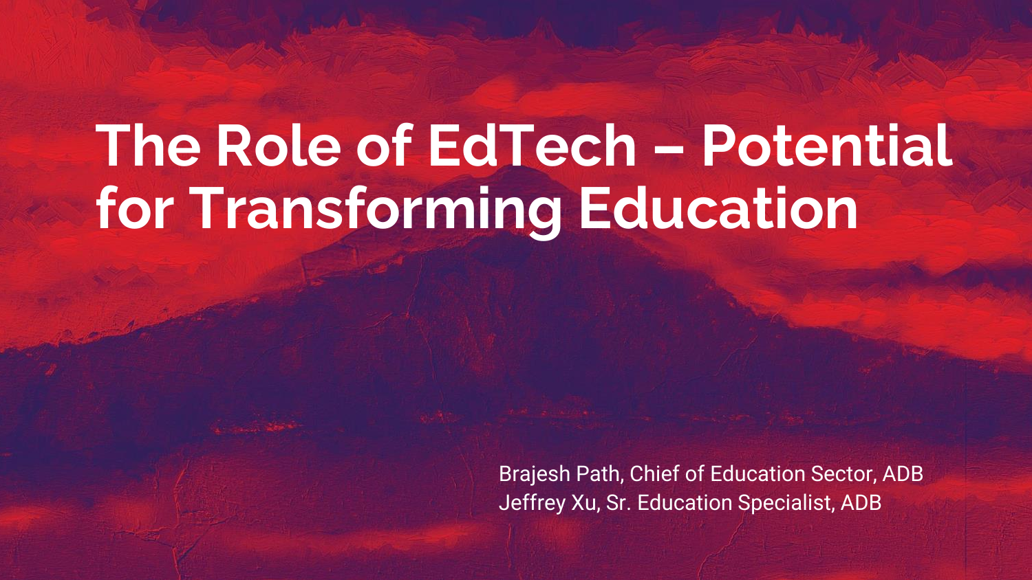# The Role of EdTech – Potential for Transforming Education

Brajesh Path, Chief of Education Sector, ADB
Jeffrey Xu, Sr. Education Specialist, ADB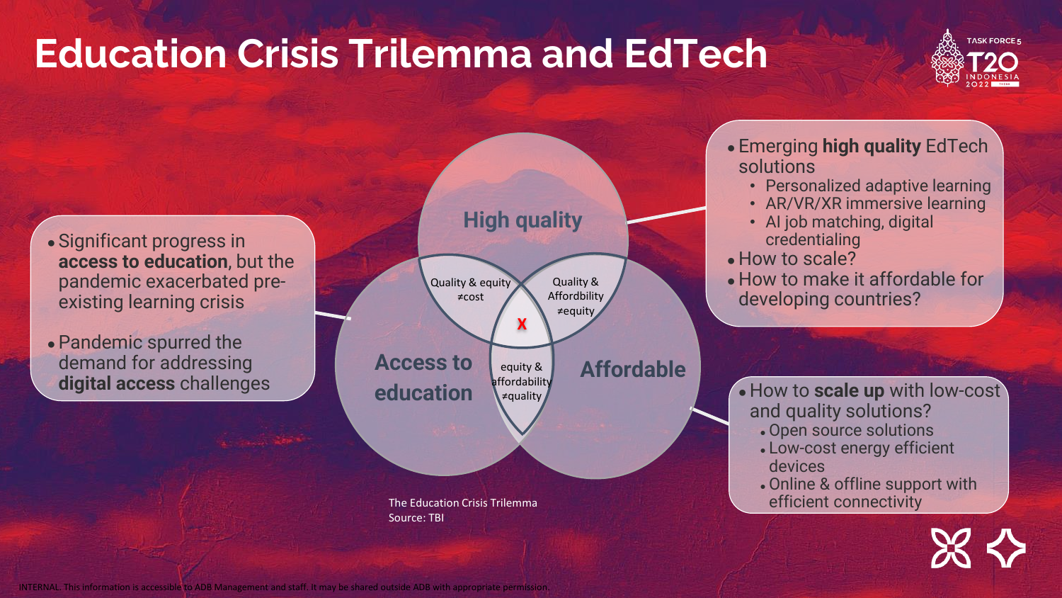# Education Crisis Trilemma and EdTech

- Significant progress in **access to education**, but the pandemic exacerbated pre-existing learning crisis
- Pandemic spurred the demand for addressing **digital access** challenges

High quality

Access to education

Affordable

Quality & equity ≠cost

Quality & Affordbility ≠equity

equity & affordability ≠quality

X

The Education Crisis Trilemma
Source: TBI

- Emerging **high quality** EdTech solutions
  - Personalized adaptive learning
  - AR/VR/XR immersive learning
  - AI job matching, digital credentialing
- How to scale?
- How to make it affordable for developing countries?

- How to **scale up** with low-cost and quality solutions?
  - Open source solutions
  - Low-cost energy efficient devices
  - Online & offline support with efficient connectivity

INTERNAL. This information is accessible to ADB Management and staff. It may be shared outside ADB with appropriate permission.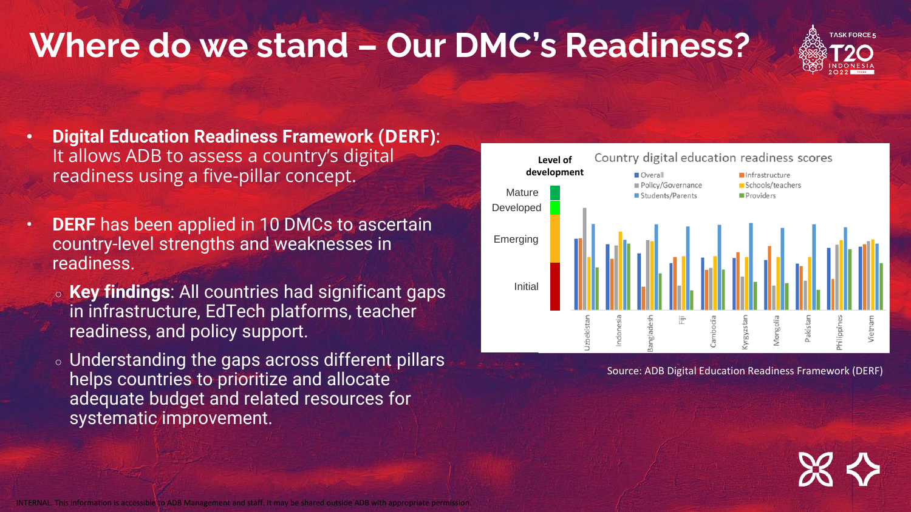# Where do we stand – Our DMC's Readiness?

TASK FORCE 5
T20 INDONESIA 2022

- **Digital Education Readiness Framework (DERF)**: It allows ADB to assess a country's digital readiness using a five-pillar concept.
- **DERF** has been applied in 10 DMCs to ascertain country-level strengths and weaknesses in readiness.
  - **Key findings**: All countries had significant gaps in infrastructure, EdTech platforms, teacher readiness, and policy support.
  - Understanding the gaps across different pillars helps countries to prioritize and allocate adequate budget and related resources for systematic improvement.

Country digital education readiness scores

Level of development

Mature

Developed

Emerging

Initial

Overall

Infrastructure

Policy/Governance

Schools/teachers

Students/Parents

Providers

Uzbekistan

Indonesia

Bangladesh

Fiji

Cambodia

Kyrgyzstan

Mongolia

Pakistan

Philippines

Vietnam

Source: ADB Digital Education Readiness Framework (DERF)

INTERNAL. This information is accessible to ADB Management and staff. It may be shared outside ADB with appropriate permission.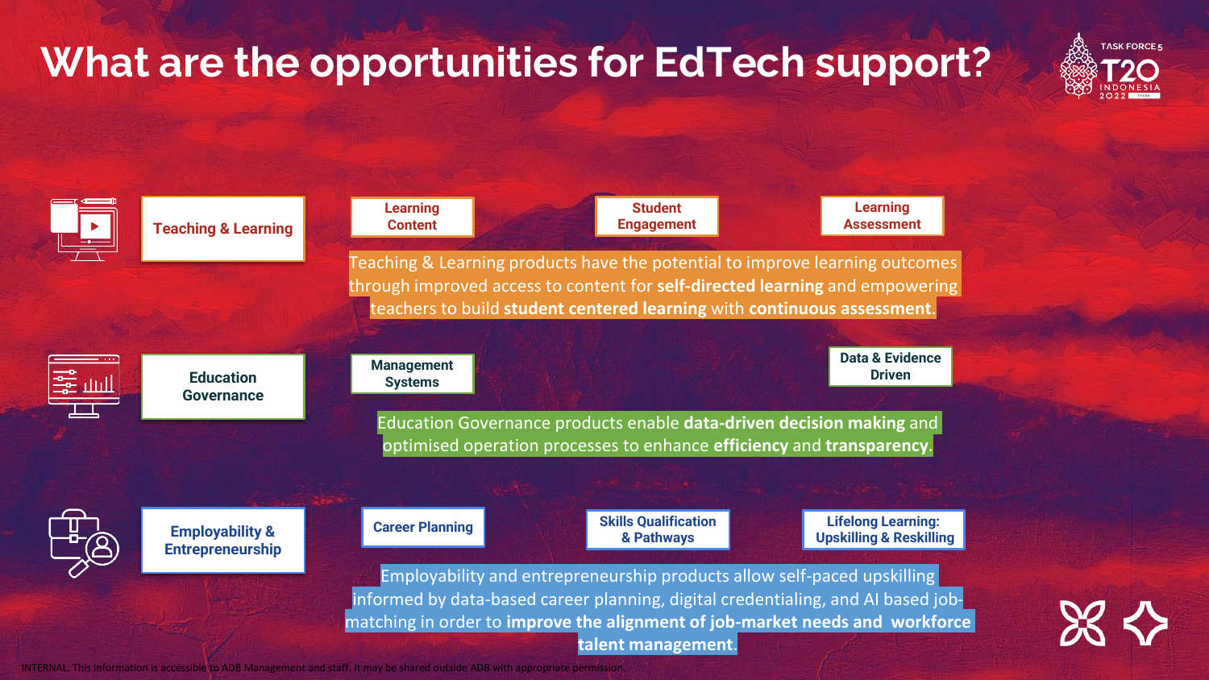# What are the opportunities for EdTech support?

## Teaching & Learning

- Learning Content
- Student Engagement
- Learning Assessment

Teaching & Learning products have the potential to improve learning outcomes through improved access to content for **self-directed learning** and empowering teachers to build **student centered learning** with **continuous assessment**.

## Education Governance

- Management Systems
- Data & Evidence Driven

Education Governance products enable **data-driven decision making** and optimised operation processes to enhance **efficiency** and **transparency**.

## Employability & Entrepreneurship

- Career Planning
- Skills Qualification & Pathways
- Lifelong Learning: Upskilling & Reskilling

Employability and entrepreneurship products allow self-paced upskilling informed by data-based career planning, digital credentialing, and AI based job-matching in order to **improve the alignment of job-market needs and workforce talent management.**

INTERNAL. This information is accessible to ADB Management and staff. It may be shared outside ADB with appropriate permission.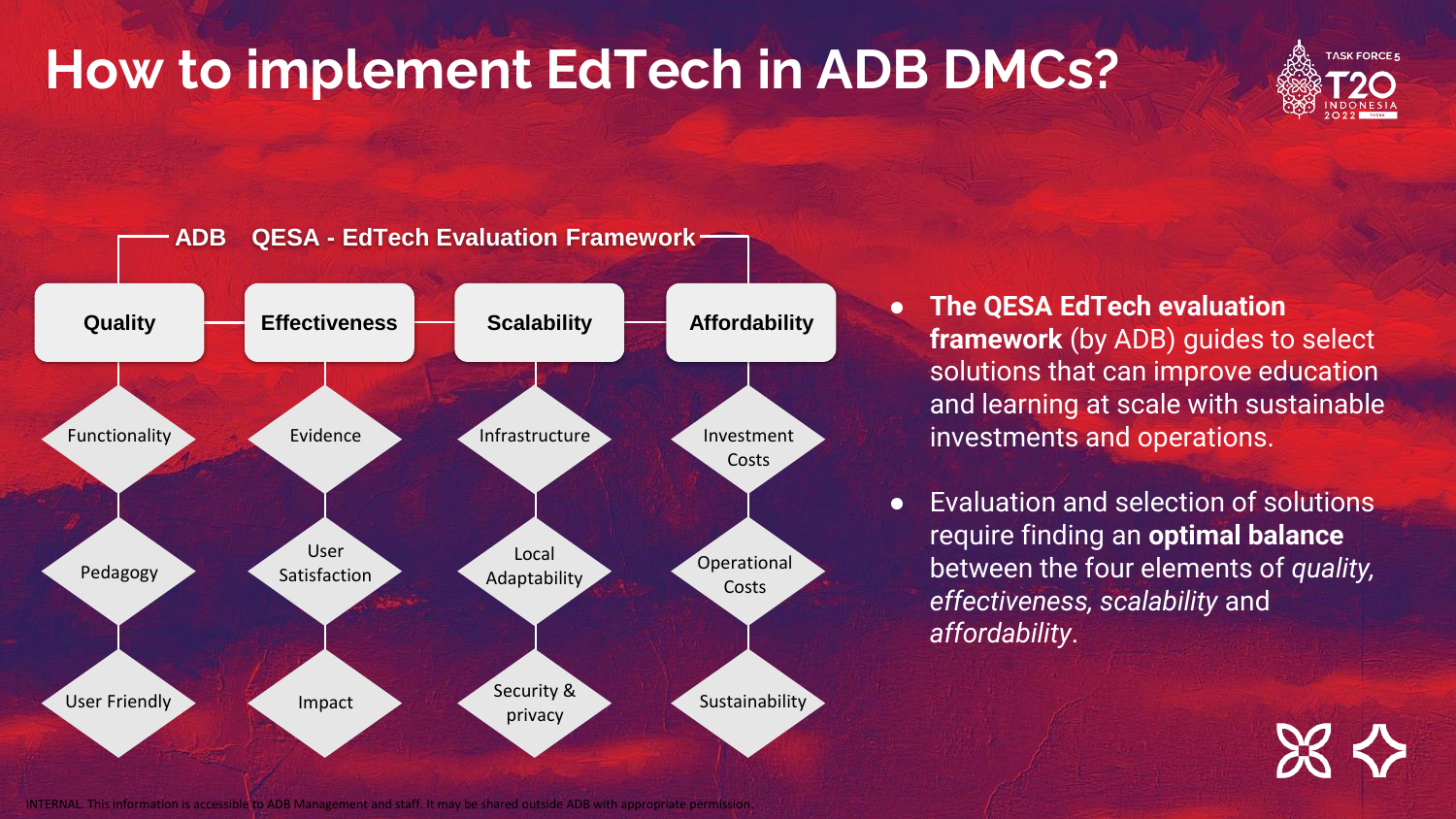# How to implement EdTech in ADB DMCs?

ADB QESA - EdTech Evaluation Framework

**Quality**
- Functionality
- Pedagogy
- User Friendly

**Effectiveness**
- Evidence
- User Satisfaction
- Impact

**Scalability**
- Infrastructure
- Local Adaptability
- Security & privacy

**Affordability**
- Investment Costs
- Operational Costs
- Sustainability

- **The QESA EdTech evaluation framework** (by ADB) guides to select solutions that can improve education and learning at scale with sustainable investments and operations.
- Evaluation and selection of solutions require finding an **optimal balance** between the four elements of *quality, effectiveness, scalability* and *affordability*.

INTERNAL. This information is accessible to ADB Management and staff. It may be shared outside ADB with appropriate permission.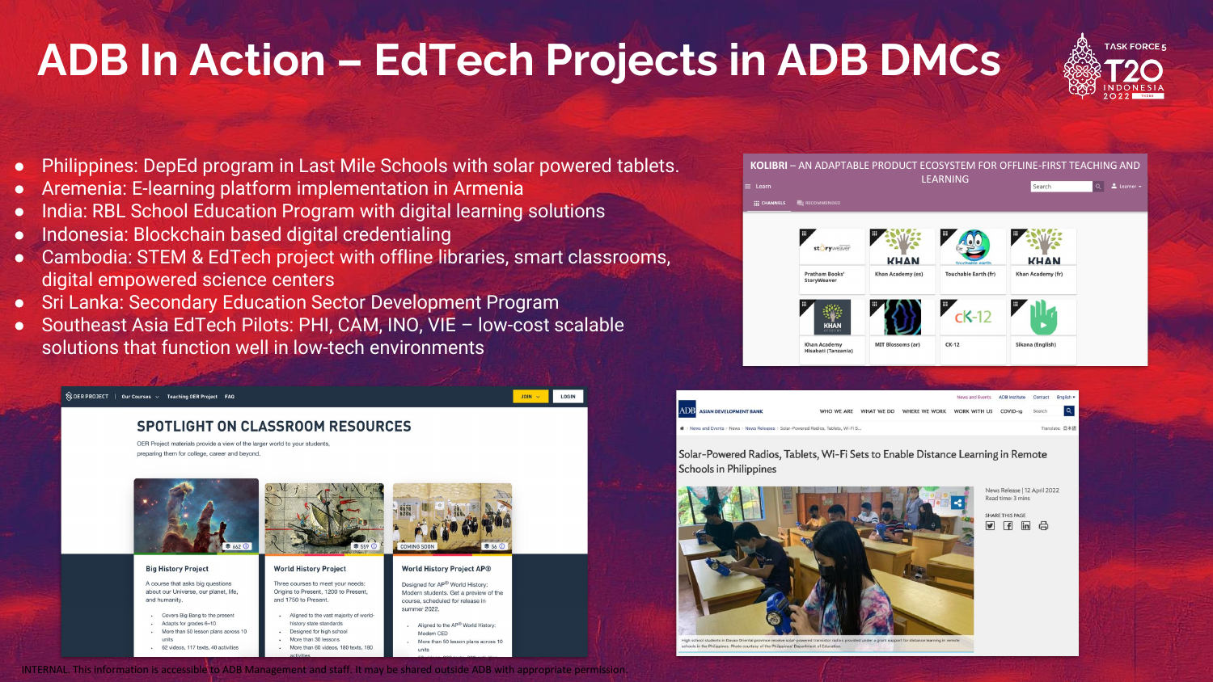# ADB In Action – EdTech Projects in ADB DMCs

- Philippines: DepEd program in Last Mile Schools with solar powered tablets.
- Aremenia: E-learning platform implementation in Armenia
- India: RBL School Education Program with digital learning solutions
- Indonesia: Blockchain based digital credentialing
- Cambodia: STEM & EdTech project with offline libraries, smart classrooms, digital empowered science centers
- Sri Lanka: Secondary Education Sector Development Program
- Southeast Asia EdTech Pilots: PHI, CAM, INO, VIE – low-cost scalable solutions that function well in low-tech environments

KOLIBRI – AN ADAPTABLE PRODUCT ECOSYSTEM FOR OFFLINE-FIRST TEACHING AND LEARNING

Solar-Powered Radios, Tablets, Wi-Fi Sets to Enable Distance Learning in Remote Schools in Philippines

SPOTLIGHT ON CLASSROOM RESOURCES

INTERNAL. This information is accessible to ADB Management and staff. It may be shared outside ADB with appropriate permission.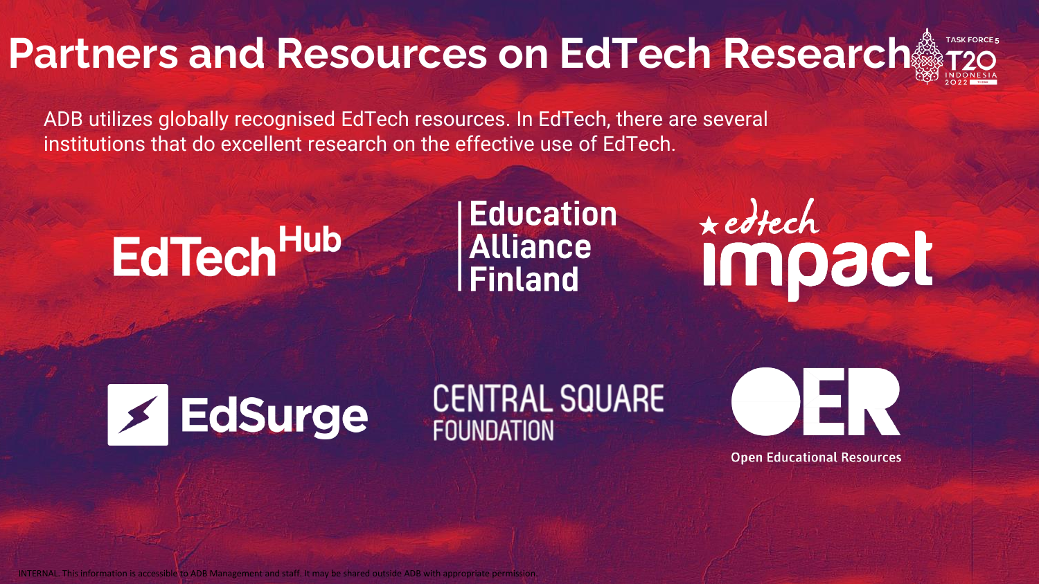# Partners and Resources on EdTech Research

ADB utilizes globally recognised EdTech resources. In EdTech, there are several institutions that do excellent research on the effective use of EdTech.

EdTech Hub

Education Alliance Finland

edtech impact

EdSurge

CENTRAL SQUARE FOUNDATION

OER Open Educational Resources

INTERNAL. This information is accessible to ADB Management and staff. It may be shared outside ADB with appropriate permission.